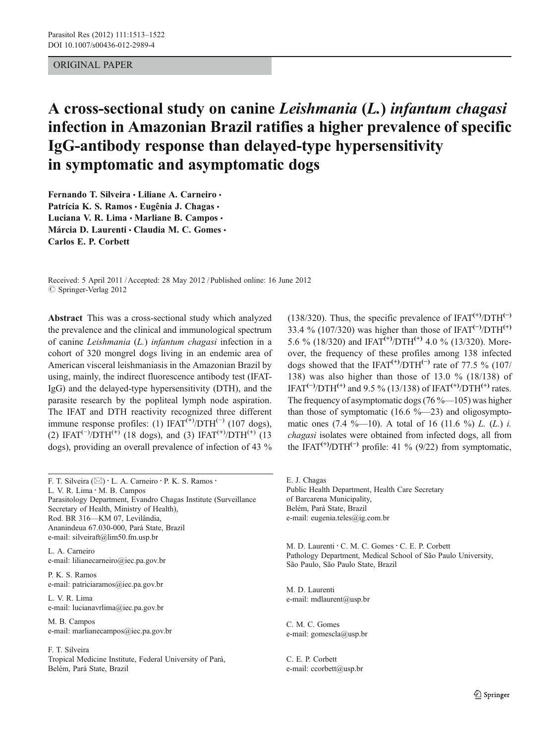ORIGINAL PAPER

# A cross-sectional study on canine *Leishmania* (*L.*) *infantum chagasi* infection in Amazonian Brazil ratifies a higher prevalence of specific IgG-antibody response than delayed-type hypersensitivity in symptomatic and asymptomatic dogs

**Fernando T. Silveira · Liliane A. Carneiro · Patrícia K. S. Ramos · Eugênia J. Chagas · Luciana V. R. Lima · Marliane B. Campos · Márcia D. Laurenti · Claudia M. C. Gomes · Carlos E. P. Corbett**

Received: 5 April 2011 / Accepted: 28 May 2012 / Published online: 16 June 2012
© Springer-Verlag 2012

**Abstract** This was a cross-sectional study which analyzed the prevalence and the clinical and immunological spectrum of canine *Leishmania* (*L.*) *infantum chagasi* infection in a cohort of 320 mongrel dogs living in an endemic area of American visceral leishmaniasis in the Amazonian Brazil by using, mainly, the indirect fluorescence antibody test (IFAT-IgG) and the delayed-type hypersensitivity (DTH), and the parasite research by the popliteal lymph node aspiration. The IFAT and DTH reactivity recognized three different immune response profiles: (1) IFAT$^{(+)}$/DTH$^{(-)}$ (107 dogs), (2) IFAT$^{(-)}$/DTH$^{(+)}$ (18 dogs), and (3) IFAT$^{(+)}$/DTH$^{(+)}$ (13 dogs), providing an overall prevalence of infection of 43 % (138/320). Thus, the specific prevalence of IFAT$^{(+)}$/DTH$^{(-)}$ 33.4 % (107/320) was higher than those of IFAT$^{(-)}$/DTH$^{(+)}$ 5.6 % (18/320) and IFAT$^{(+)}$/DTH$^{(+)}$ 4.0 % (13/320). Moreover, the frequency of these profiles among 138 infected dogs showed that the IFAT$^{(+)}$/DTH$^{(-)}$ rate of 77.5 % (107/138) was also higher than those of 13.0 % (18/138) of IFAT$^{(-)}$/DTH$^{(+)}$ and 9.5 % (13/138) of IFAT$^{(+)}$/DTH$^{(+)}$ rates. The frequency of asymptomatic dogs (76 %—105) was higher than those of symptomatic (16.6 %—23) and oligosymptomatic ones (7.4 %—10). A total of 16 (11.6 %) *L.* (*L.*) *i. chagasi* isolates were obtained from infected dogs, all from the IFAT$^{(+)}$/DTH$^{(-)}$ profile: 41 % (9/22) from symptomatic,

---

F. T. Silveira (✉) · L. A. Carneiro · P. K. S. Ramos · L. V. R. Lima · M. B. Campos
Parasitology Department, Evandro Chagas Institute (Surveillance Secretary of Health, Ministry of Health), Rod. BR 316—KM 07, Levilândia, Ananindeua 67.030-000, Pará State, Brazil
e-mail: silveiraft@lim50.fm.usp.br

L. A. Carneiro
e-mail: lilianecarneiro@iec.pa.gov.br

P. K. S. Ramos
e-mail: patriciaramos@iec.pa.gov.br

L. V. R. Lima
e-mail: lucianavrlima@iec.pa.gov.br

M. B. Campos
e-mail: marlianecampos@iec.pa.gov.br

F. T. Silveira
Tropical Medicine Institute, Federal University of Pará, Belém, Pará State, Brazil

E. J. Chagas
Public Health Department, Health Care Secretary of Barcarena Municipality, Belém, Pará State, Brazil
e-mail: eugenia.teles@ig.com.br

M. D. Laurenti · C. M. C. Gomes · C. E. P. Corbett
Pathology Department, Medical School of São Paulo University, São Paulo, São Paulo State, Brazil

M. D. Laurenti
e-mail: mdlaurent@usp.br

C. M. C. Gomes
e-mail: gomescla@usp.br

C. E. P. Corbett
e-mail: ccorbett@usp.br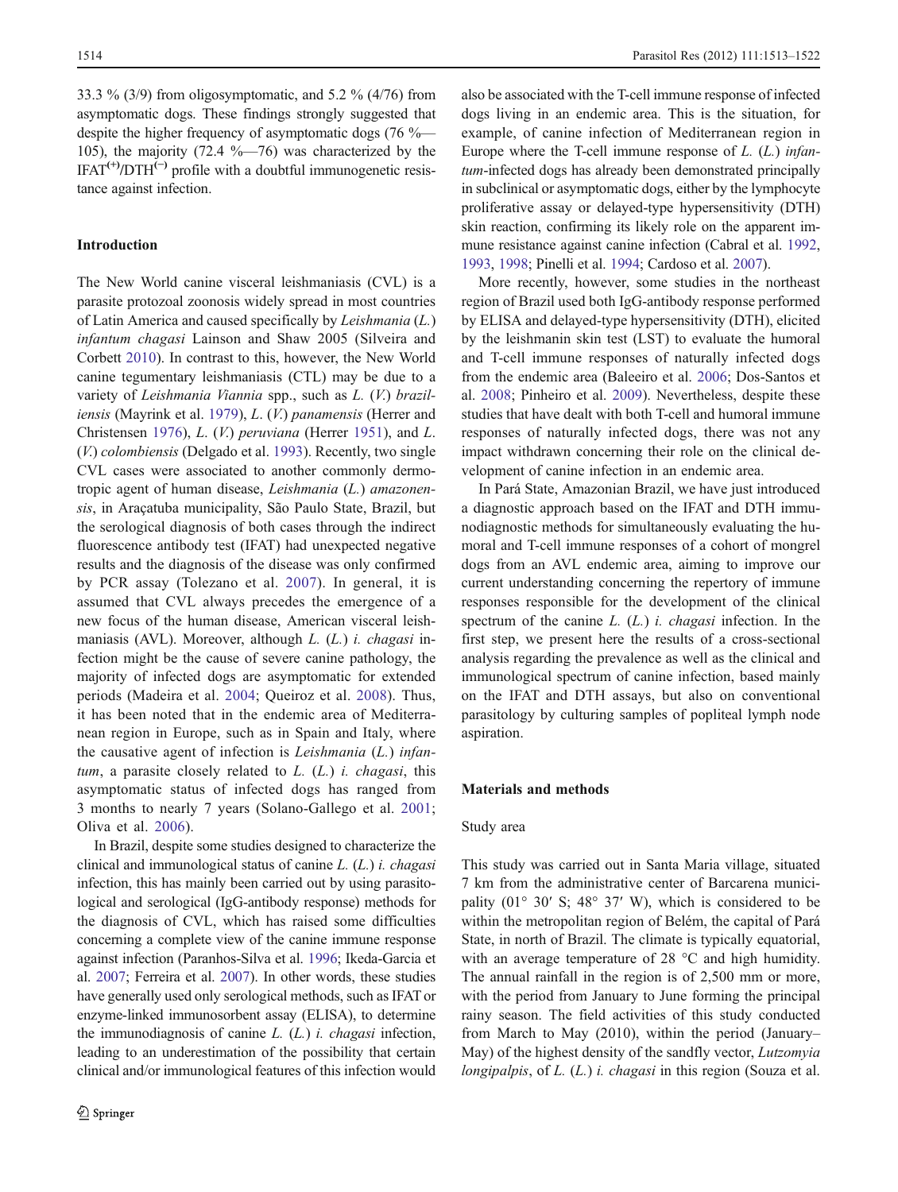33.3 % (3/9) from oligosymptomatic, and 5.2 % (4/76) from asymptomatic dogs. These findings strongly suggested that despite the higher frequency of asymptomatic dogs (76 %—105), the majority (72.4 %—76) was characterized by the IFAT$^{(+)}$/DTH$^{(-)}$ profile with a doubtful immunogenetic resistance against infection.

## Introduction

The New World canine visceral leishmaniasis (CVL) is a parasite protozoal zoonosis widely spread in most countries of Latin America and caused specifically by *Leishmania* (*L.*) *infantum chagasi* Lainson and Shaw 2005 (Silveira and Corbett 2010). In contrast to this, however, the New World canine tegumentary leishmaniasis (CTL) may be due to a variety of *Leishmania Viannia* spp., such as *L.* (*V.*) *braziliensis* (Mayrink et al. 1979), *L.* (*V.*) *panamensis* (Herrer and Christensen 1976), *L.* (*V.*) *peruviana* (Herrer 1951), and *L.* (*V.*) *colombiensis* (Delgado et al. 1993). Recently, two single CVL cases were associated to another commonly dermotropic agent of human disease, *Leishmania* (*L.*) *amazonensis*, in Araçatuba municipality, São Paulo State, Brazil, but the serological diagnosis of both cases through the indirect fluorescence antibody test (IFAT) had unexpected negative results and the diagnosis of the disease was only confirmed by PCR assay (Tolezano et al. 2007). In general, it is assumed that CVL always precedes the emergence of a new focus of the human disease, American visceral leishmaniasis (AVL). Moreover, although *L.* (*L.*) *i. chagasi* infection might be the cause of severe canine pathology, the majority of infected dogs are asymptomatic for extended periods (Madeira et al. 2004; Queiroz et al. 2008). Thus, it has been noted that in the endemic area of Mediterranean region in Europe, such as in Spain and Italy, where the causative agent of infection is *Leishmania* (*L.*) *infantum*, a parasite closely related to *L.* (*L.*) *i. chagasi*, this asymptomatic status of infected dogs has ranged from 3 months to nearly 7 years (Solano-Gallego et al. 2001; Oliva et al. 2006).

In Brazil, despite some studies designed to characterize the clinical and immunological status of canine *L.* (*L.*) *i. chagasi* infection, this has mainly been carried out by using parasitological and serological (IgG-antibody response) methods for the diagnosis of CVL, which has raised some difficulties concerning a complete view of the canine immune response against infection (Paranhos-Silva et al. 1996; Ikeda-Garcia et al. 2007; Ferreira et al. 2007). In other words, these studies have generally used only serological methods, such as IFAT or enzyme-linked immunosorbent assay (ELISA), to determine the immunodiagnosis of canine *L.* (*L.*) *i. chagasi* infection, leading to an underestimation of the possibility that certain clinical and/or immunological features of this infection would also be associated with the T-cell immune response of infected dogs living in an endemic area. This is the situation, for example, of canine infection of Mediterranean region in Europe where the T-cell immune response of *L.* (*L.*) *infantum*-infected dogs has already been demonstrated principally in subclinical or asymptomatic dogs, either by the lymphocyte proliferative assay or delayed-type hypersensitivity (DTH) skin reaction, confirming its likely role on the apparent immune resistance against canine infection (Cabral et al. 1992, 1993, 1998; Pinelli et al. 1994; Cardoso et al. 2007).

More recently, however, some studies in the northeast region of Brazil used both IgG-antibody response performed by ELISA and delayed-type hypersensitivity (DTH), elicited by the leishmanin skin test (LST) to evaluate the humoral and T-cell immune responses of naturally infected dogs from the endemic area (Baleeiro et al. 2006; Dos-Santos et al. 2008; Pinheiro et al. 2009). Nevertheless, despite these studies that have dealt with both T-cell and humoral immune responses of naturally infected dogs, there was not any impact withdrawn concerning their role on the clinical development of canine infection in an endemic area.

In Pará State, Amazonian Brazil, we have just introduced a diagnostic approach based on the IFAT and DTH immunodiagnostic methods for simultaneously evaluating the humoral and T-cell immune responses of a cohort of mongrel dogs from an AVL endemic area, aiming to improve our current understanding concerning the repertory of immune responses responsible for the development of the clinical spectrum of the canine *L.* (*L.*) *i. chagasi* infection. In the first step, we present here the results of a cross-sectional analysis regarding the prevalence as well as the clinical and immunological spectrum of canine infection, based mainly on the IFAT and DTH assays, but also on conventional parasitology by culturing samples of popliteal lymph node aspiration.

## Materials and methods

### Study area

This study was carried out in Santa Maria village, situated 7 km from the administrative center of Barcarena municipality (01° 30′ S; 48° 37′ W), which is considered to be within the metropolitan region of Belém, the capital of Pará State, in north of Brazil. The climate is typically equatorial, with an average temperature of 28 °C and high humidity. The annual rainfall in the region is of 2,500 mm or more, with the period from January to June forming the principal rainy season. The field activities of this study conducted from March to May (2010), within the period (January–May) of the highest density of the sandfly vector, *Lutzomyia longipalpis*, of *L.* (*L.*) *i. chagasi* in this region (Souza et al.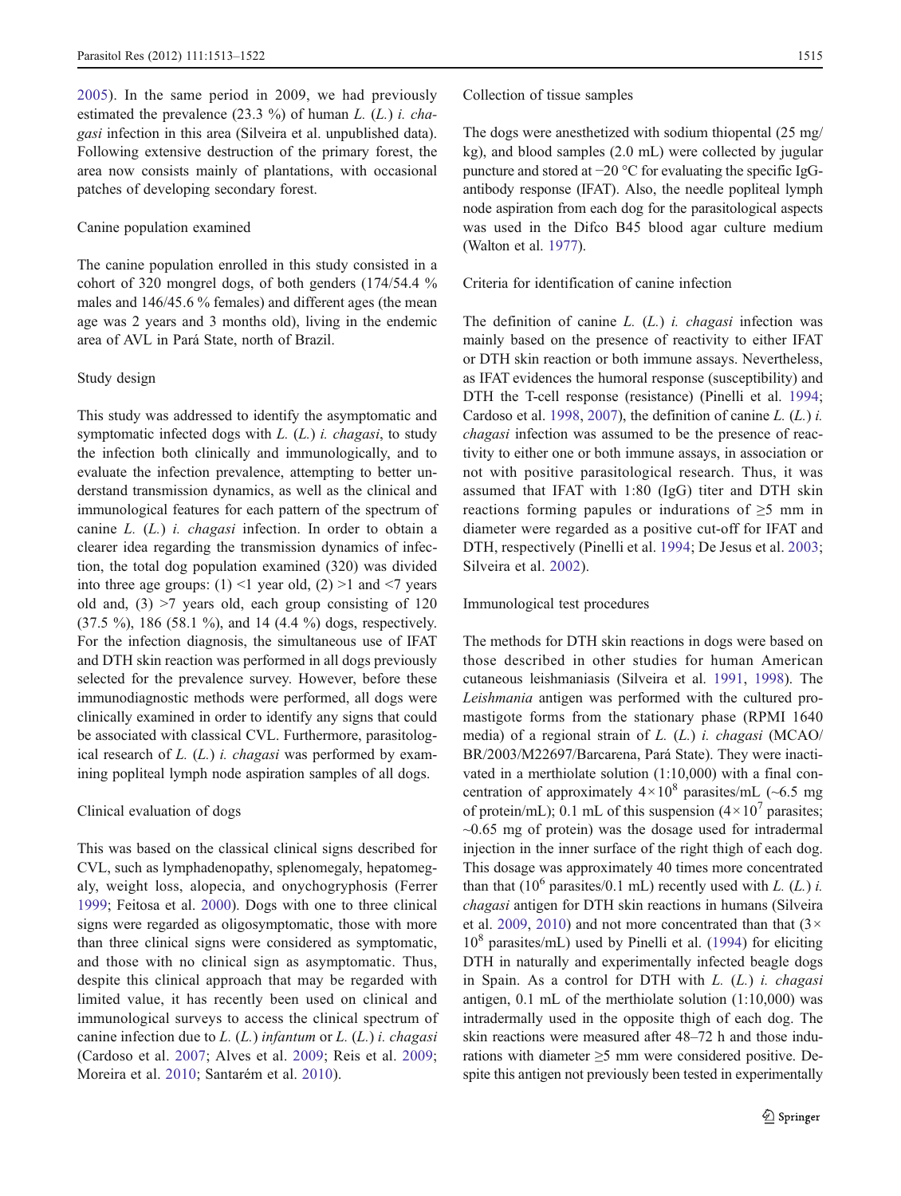2005). In the same period in 2009, we had previously estimated the prevalence (23.3 %) of human *L.* (*L.*) *i. chagasi* infection in this area (Silveira et al. unpublished data). Following extensive destruction of the primary forest, the area now consists mainly of plantations, with occasional patches of developing secondary forest.

### Canine population examined

The canine population enrolled in this study consisted in a cohort of 320 mongrel dogs, of both genders (174/54.4 % males and 146/45.6 % females) and different ages (the mean age was 2 years and 3 months old), living in the endemic area of AVL in Pará State, north of Brazil.

### Study design

This study was addressed to identify the asymptomatic and symptomatic infected dogs with *L.* (*L.*) *i. chagasi*, to study the infection both clinically and immunologically, and to evaluate the infection prevalence, attempting to better understand transmission dynamics, as well as the clinical and immunological features for each pattern of the spectrum of canine *L.* (*L.*) *i. chagasi* infection. In order to obtain a clearer idea regarding the transmission dynamics of infection, the total dog population examined (320) was divided into three age groups: (1) <1 year old, (2) >1 and <7 years old and, (3) >7 years old, each group consisting of 120 (37.5 %), 186 (58.1 %), and 14 (4.4 %) dogs, respectively. For the infection diagnosis, the simultaneous use of IFAT and DTH skin reaction was performed in all dogs previously selected for the prevalence survey. However, before these immunodiagnostic methods were performed, all dogs were clinically examined in order to identify any signs that could be associated with classical CVL. Furthermore, parasitological research of *L.* (*L.*) *i. chagasi* was performed by examining popliteal lymph node aspiration samples of all dogs.

### Clinical evaluation of dogs

This was based on the classical clinical signs described for CVL, such as lymphadenopathy, splenomegaly, hepatomegaly, weight loss, alopecia, and onychogryphosis (Ferrer 1999; Feitosa et al. 2000). Dogs with one to three clinical signs were regarded as oligosymptomatic, those with more than three clinical signs were considered as symptomatic, and those with no clinical sign as asymptomatic. Thus, despite this clinical approach that may be regarded with limited value, it has recently been used on clinical and immunological surveys to access the clinical spectrum of canine infection due to *L.* (*L.*) *infantum* or *L.* (*L.*) *i. chagasi* (Cardoso et al. 2007; Alves et al. 2009; Reis et al. 2009; Moreira et al. 2010; Santarém et al. 2010).

### Collection of tissue samples

The dogs were anesthetized with sodium thiopental (25 mg/kg), and blood samples (2.0 mL) were collected by jugular puncture and stored at −20 °C for evaluating the specific IgG-antibody response (IFAT). Also, the needle popliteal lymph node aspiration from each dog for the parasitological aspects was used in the Difco B45 blood agar culture medium (Walton et al. 1977).

### Criteria for identification of canine infection

The definition of canine *L.* (*L.*) *i. chagasi* infection was mainly based on the presence of reactivity to either IFAT or DTH skin reaction or both immune assays. Nevertheless, as IFAT evidences the humoral response (susceptibility) and DTH the T-cell response (resistance) (Pinelli et al. 1994; Cardoso et al. 1998, 2007), the definition of canine *L.* (*L.*) *i. chagasi* infection was assumed to be the presence of reactivity to either one or both immune assays, in association or not with positive parasitological research. Thus, it was assumed that IFAT with 1:80 (IgG) titer and DTH skin reactions forming papules or indurations of ≥5 mm in diameter were regarded as a positive cut-off for IFAT and DTH, respectively (Pinelli et al. 1994; De Jesus et al. 2003; Silveira et al. 2002).

### Immunological test procedures

The methods for DTH skin reactions in dogs were based on those described in other studies for human American cutaneous leishmaniasis (Silveira et al. 1991, 1998). The *Leishmania* antigen was performed with the cultured promastigote forms from the stationary phase (RPMI 1640 media) of a regional strain of *L.* (*L.*) *i. chagasi* (MCAO/BR/2003/M22697/Barcarena, Pará State). They were inactivated in a merthiolate solution (1:10,000) with a final concentration of approximately $4 \times 10^8$ parasites/mL (~6.5 mg of protein/mL); 0.1 mL of this suspension ($4 \times 10^7$ parasites; ~0.65 mg of protein) was the dosage used for intradermal injection in the inner surface of the right thigh of each dog. This dosage was approximately 40 times more concentrated than that ($10^6$ parasites/0.1 mL) recently used with *L.* (*L.*) *i. chagasi* antigen for DTH skin reactions in humans (Silveira et al. 2009, 2010) and not more concentrated than that ($3 \times 10^8$ parasites/mL) used by Pinelli et al. (1994) for eliciting DTH in naturally and experimentally infected beagle dogs in Spain. As a control for DTH with *L.* (*L.*) *i. chagasi* antigen, 0.1 mL of the merthiolate solution (1:10,000) was intradermally used in the opposite thigh of each dog. The skin reactions were measured after 48–72 h and those indurations with diameter ≥5 mm were considered positive. Despite this antigen not previously been tested in experimentally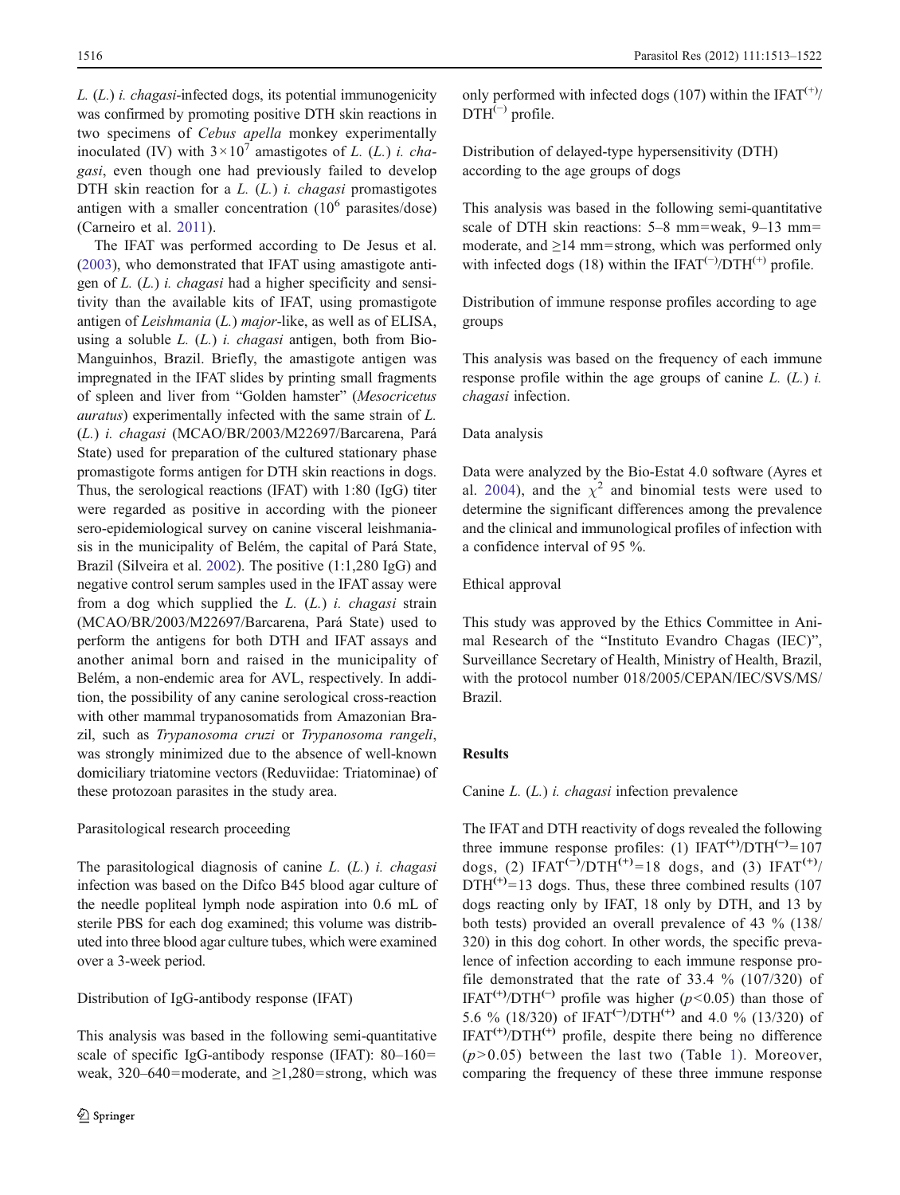*L.* (*L.*) *i. chagasi*-infected dogs, its potential immunogenicity was confirmed by promoting positive DTH skin reactions in two specimens of *Cebus apella* monkey experimentally inoculated (IV) with $3\times10^7$ amastigotes of *L.* (*L.*) *i. chagasi*, even though one had previously failed to develop DTH skin reaction for a *L.* (*L.*) *i. chagasi* promastigotes antigen with a smaller concentration ($10^6$ parasites/dose) (Carneiro et al. 2011).

The IFAT was performed according to De Jesus et al. (2003), who demonstrated that IFAT using amastigote antigen of *L.* (*L.*) *i. chagasi* had a higher specificity and sensitivity than the available kits of IFAT, using promastigote antigen of *Leishmania* (*L.*) *major*-like, as well as of ELISA, using a soluble *L.* (*L.*) *i. chagasi* antigen, both from Bio-Manguinhos, Brazil. Briefly, the amastigote antigen was impregnated in the IFAT slides by printing small fragments of spleen and liver from "Golden hamster" (*Mesocricetus auratus*) experimentally infected with the same strain of *L.* (*L.*) *i. chagasi* (MCAO/BR/2003/M22697/Barcarena, Pará State) used for preparation of the cultured stationary phase promastigote forms antigen for DTH skin reactions in dogs. Thus, the serological reactions (IFAT) with 1:80 (IgG) titer were regarded as positive in according with the pioneer sero-epidemiological survey on canine visceral leishmaniasis in the municipality of Belém, the capital of Pará State, Brazil (Silveira et al. 2002). The positive (1:1,280 IgG) and negative control serum samples used in the IFAT assay were from a dog which supplied the *L.* (*L.*) *i. chagasi* strain (MCAO/BR/2003/M22697/Barcarena, Pará State) used to perform the antigens for both DTH and IFAT assays and another animal born and raised in the municipality of Belém, a non-endemic area for AVL, respectively. In addition, the possibility of any canine serological cross-reaction with other mammal trypanosomatids from Amazonian Brazil, such as *Trypanosoma cruzi* or *Trypanosoma rangeli*, was strongly minimized due to the absence of well-known domiciliary triatomine vectors (Reduviidae: Triatominae) of these protozoan parasites in the study area.

### Parasitological research proceeding

The parasitological diagnosis of canine *L.* (*L.*) *i. chagasi* infection was based on the Difco B45 blood agar culture of the needle popliteal lymph node aspiration into 0.6 mL of sterile PBS for each dog examined; this volume was distributed into three blood agar culture tubes, which were examined over a 3-week period.

### Distribution of IgG-antibody response (IFAT)

This analysis was based in the following semi-quantitative scale of specific IgG-antibody response (IFAT): 80–160= weak, 320–640=moderate, and ≥1,280=strong, which was only performed with infected dogs (107) within the $\text{IFAT}^{(+)}/\text{DTH}^{(-)}$ profile.

### Distribution of delayed-type hypersensitivity (DTH) according to the age groups of dogs

This analysis was based in the following semi-quantitative scale of DTH skin reactions: 5–8 mm=weak, 9–13 mm= moderate, and ≥14 mm=strong, which was performed only with infected dogs (18) within the $\text{IFAT}^{(-)}/\text{DTH}^{(+)}$ profile.

### Distribution of immune response profiles according to age groups

This analysis was based on the frequency of each immune response profile within the age groups of canine *L.* (*L.*) *i. chagasi* infection.

### Data analysis

Data were analyzed by the Bio-Estat 4.0 software (Ayres et al. 2004), and the $\chi^2$ and binomial tests were used to determine the significant differences among the prevalence and the clinical and immunological profiles of infection with a confidence interval of 95 %.

### Ethical approval

This study was approved by the Ethics Committee in Animal Research of the "Instituto Evandro Chagas (IEC)", Surveillance Secretary of Health, Ministry of Health, Brazil, with the protocol number 018/2005/CEPAN/IEC/SVS/MS/Brazil.

## Results

### Canine *L.* (*L.*) *i. chagasi* infection prevalence

The IFAT and DTH reactivity of dogs revealed the following three immune response profiles: (1) $\text{IFAT}^{(+)}/\text{DTH}^{(-)}$=107 dogs, (2) $\text{IFAT}^{(-)}/\text{DTH}^{(+)}$=18 dogs, and (3) $\text{IFAT}^{(+)}/\text{DTH}^{(+)}$=13 dogs. Thus, these three combined results (107 dogs reacting only by IFAT, 18 only by DTH, and 13 by both tests) provided an overall prevalence of 43 % (138/320) in this dog cohort. In other words, the specific prevalence of infection according to each immune response profile demonstrated that the rate of 33.4 % (107/320) of $\text{IFAT}^{(+)}/\text{DTH}^{(-)}$ profile was higher ($p<0.05$) than those of 5.6 % (18/320) of $\text{IFAT}^{(-)}/\text{DTH}^{(+)}$ and 4.0 % (13/320) of $\text{IFAT}^{(+)}/\text{DTH}^{(+)}$ profile, despite there being no difference ($p>0.05$) between the last two (Table 1). Moreover, comparing the frequency of these three immune response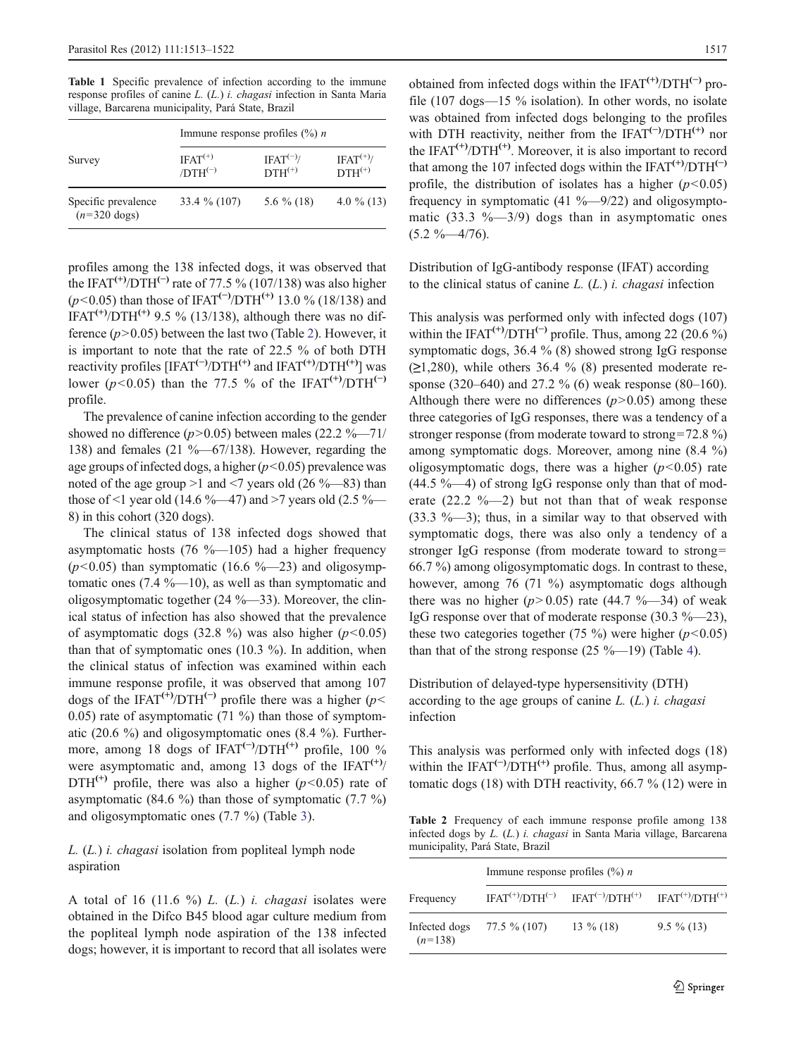**Table 1** Specific prevalence of infection according to the immune response profiles of canine *L.* (*L.*) *i. chagasi* infection in Santa Maria village, Barcarena municipality, Pará State, Brazil

| Survey | Immune response profiles (%) *n* | | |
|---|---|---|---|
| | IFAT$^{(+)}$/DTH$^{(-)}$ | IFAT$^{(-)}$/DTH$^{(+)}$ | IFAT$^{(+)}$/DTH$^{(+)}$ |
| Specific prevalence ($n$=320 dogs) | 33.4 % (107) | 5.6 % (18) | 4.0 % (13) |

profiles among the 138 infected dogs, it was observed that the IFAT$^{(+)}$/DTH$^{(-)}$ rate of 77.5 % (107/138) was also higher ($p<0.05$) than those of IFAT$^{(-)}$/DTH$^{(+)}$ 13.0 % (18/138) and IFAT$^{(+)}$/DTH$^{(+)}$ 9.5 % (13/138), although there was no difference ($p>0.05$) between the last two (Table 2). However, it is important to note that the rate of 22.5 % of both DTH reactivity profiles [IFAT$^{(-)}$/DTH$^{(+)}$ and IFAT$^{(+)}$/DTH$^{(+)}$] was lower ($p<0.05$) than the 77.5 % of the IFAT$^{(+)}$/DTH$^{(-)}$ profile.

The prevalence of canine infection according to the gender showed no difference ($p>0.05$) between males (22.2 %—71/138) and females (21 %—67/138). However, regarding the age groups of infected dogs, a higher ($p<0.05$) prevalence was noted of the age group >1 and <7 years old (26 %—83) than those of <1 year old (14.6 %—47) and >7 years old (2.5 %—8) in this cohort (320 dogs).

The clinical status of 138 infected dogs showed that asymptomatic hosts (76 %—105) had a higher frequency ($p<0.05$) than symptomatic (16.6 %—23) and oligosymptomatic ones (7.4 %—10), as well as than symptomatic and oligosymptomatic together (24 %—33). Moreover, the clinical status of infection has also showed that the prevalence of asymptomatic dogs (32.8 %) was also higher ($p<0.05$) than that of symptomatic ones (10.3 %). In addition, when the clinical status of infection was examined within each immune response profile, it was observed that among 107 dogs of the IFAT$^{(+)}$/DTH$^{(-)}$ profile there was a higher ($p<0.05$) rate of asymptomatic (71 %) than those of symptomatic (20.6 %) and oligosymptomatic ones (8.4 %). Furthermore, among 18 dogs of IFAT$^{(-)}$/DTH$^{(+)}$ profile, 100 % were asymptomatic and, among 13 dogs of the IFAT$^{(+)}$/DTH$^{(+)}$ profile, there was also a higher ($p<0.05$) rate of asymptomatic (84.6 %) than those of symptomatic (7.7 %) and oligosymptomatic ones (7.7 %) (Table 3).

### *L.* (*L.*) *i. chagasi* isolation from popliteal lymph node aspiration

A total of 16 (11.6 %) *L.* (*L.*) *i. chagasi* isolates were obtained in the Difco B45 blood agar culture medium from the popliteal lymph node aspiration of the 138 infected dogs; however, it is important to record that all isolates were obtained from infected dogs within the IFAT$^{(+)}$/DTH$^{(-)}$ profile (107 dogs—15 % isolation). In other words, no isolate was obtained from infected dogs belonging to the profiles with DTH reactivity, neither from the IFAT$^{(-)}$/DTH$^{(+)}$ nor the IFAT$^{(+)}$/DTH$^{(+)}$. Moreover, it is also important to record that among the 107 infected dogs within the IFAT$^{(+)}$/DTH$^{(-)}$ profile, the distribution of isolates has a higher ($p<0.05$) frequency in symptomatic (41 %—9/22) and oligosymptomatic (33.3 %—3/9) dogs than in asymptomatic ones (5.2 %—4/76).

### Distribution of IgG-antibody response (IFAT) according to the clinical status of canine *L.* (*L.*) *i. chagasi* infection

This analysis was performed only with infected dogs (107) within the IFAT$^{(+)}$/DTH$^{(-)}$ profile. Thus, among 22 (20.6 %) symptomatic dogs, 36.4 % (8) showed strong IgG response (≥1,280), while others 36.4 % (8) presented moderate response (320–640) and 27.2 % (6) weak response (80–160). Although there were no differences ($p>0.05$) among these three categories of IgG responses, there was a tendency of a stronger response (from moderate toward to strong=72.8 %) among symptomatic dogs. Moreover, among nine (8.4 %) oligosymptomatic dogs, there was a higher ($p<0.05$) rate (44.5 %—4) of strong IgG response only than that of moderate (22.2 %—2) but not than that of weak response (33.3 %—3); thus, in a similar way to that observed with symptomatic dogs, there was also only a tendency of a stronger IgG response (from moderate toward to strong=66.7 %) among oligosymptomatic dogs. In contrast to these, however, among 76 (71 %) asymptomatic dogs although there was no higher ($p>0.05$) rate (44.7 %—34) of weak IgG response over that of moderate response (30.3 %—23), these two categories together (75 %) were higher ($p<0.05$) than that of the strong response (25 %—19) (Table 4).

### Distribution of delayed-type hypersensitivity (DTH) according to the age groups of canine *L.* (*L.*) *i. chagasi* infection

This analysis was performed only with infected dogs (18) within the IFAT$^{(-)}$/DTH$^{(+)}$ profile. Thus, among all asymptomatic dogs (18) with DTH reactivity, 66.7 % (12) were in

**Table 2** Frequency of each immune response profile among 138 infected dogs by *L.* (*L.*) *i. chagasi* in Santa Maria village, Barcarena municipality, Pará State, Brazil

| Frequency | Immune response profiles (%) *n* | | |
|---|---|---|---|
| | IFAT$^{(+)}$/DTH$^{(-)}$ | IFAT$^{(-)}$/DTH$^{(+)}$ | IFAT$^{(+)}$/DTH$^{(+)}$ |
| Infected dogs ($n$=138) | 77.5 % (107) | 13 % (18) | 9.5 % (13) |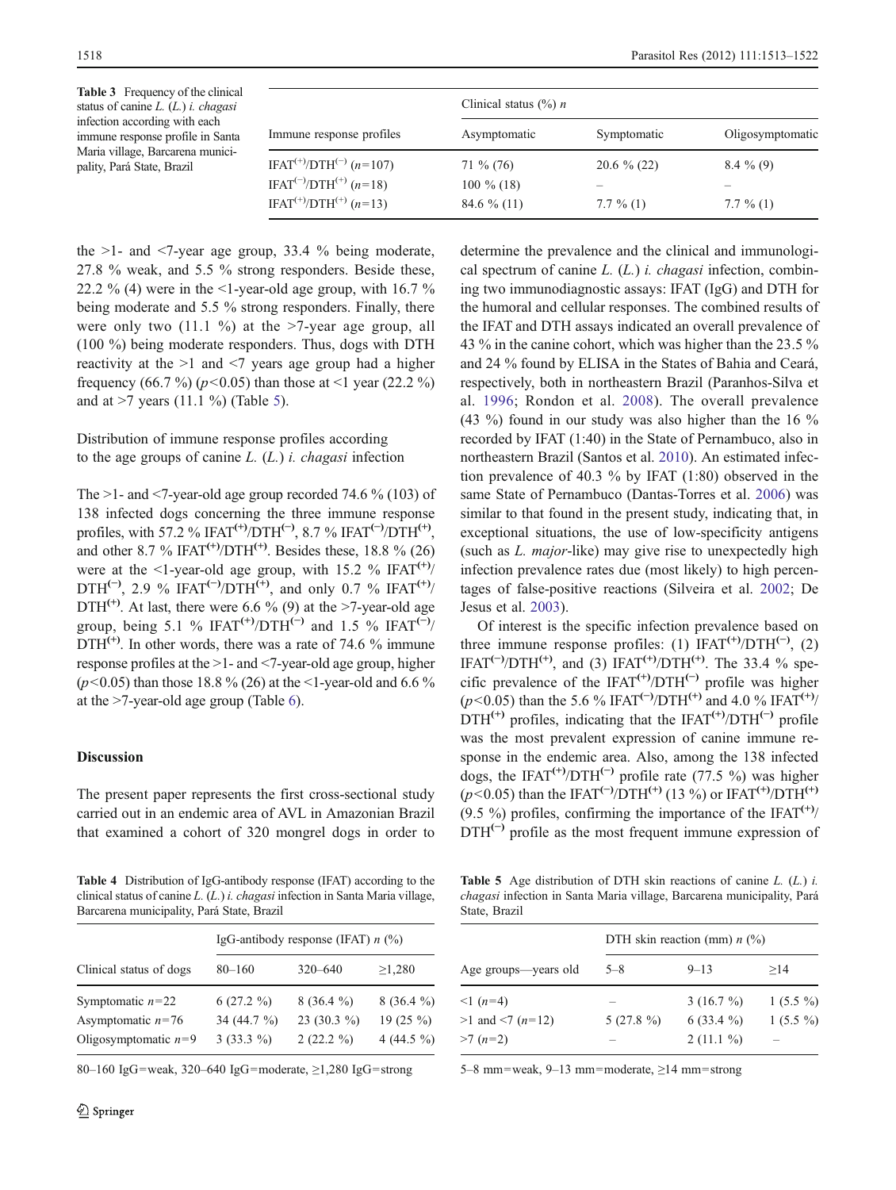**Table 3** Frequency of the clinical status of canine *L.* (*L.*) *i. chagasi* infection according with each immune response profile in Santa Maria village, Barcarena municipality, Pará State, Brazil

| Immune response profiles | Clinical status (%) *n* | | |
|---|---|---|---|
| | Asymptomatic | Symptomatic | Oligosymptomatic |
| $IFAT^{(+)}/DTH^{(-)}$ (*n*=107) | 71 % (76) | 20.6 % (22) | 8.4 % (9) |
| $IFAT^{(-)}/DTH^{(+)}$ (*n*=18) | 100 % (18) | – | – |
| $IFAT^{(+)}/DTH^{(+)}$ (*n*=13) | 84.6 % (11) | 7.7 % (1) | 7.7 % (1) |

the >1- and <7-year age group, 33.4 % being moderate, 27.8 % weak, and 5.5 % strong responders. Beside these, 22.2 % (4) were in the <1-year-old age group, with 16.7 % being moderate and 5.5 % strong responders. Finally, there were only two (11.1 %) at the >7-year age group, all (100 %) being moderate responders. Thus, dogs with DTH reactivity at the >1 and <7 years age group had a higher frequency (66.7 %) ($p<0.05$) than those at <1 year (22.2 %) and at >7 years (11.1 %) (Table 5).

Distribution of immune response profiles according to the age groups of canine *L.* (*L.*) *i. chagasi* infection

The >1- and <7-year-old age group recorded 74.6 % (103) of 138 infected dogs concerning the three immune response profiles, with 57.2 % $IFAT^{(+)}/DTH^{(-)}$, 8.7 % $IFAT^{(-)}/DTH^{(+)}$, and other 8.7 % $IFAT^{(+)}/DTH^{(+)}$. Besides these, 18.8 % (26) were at the <1-year-old age group, with 15.2 % $IFAT^{(+)}/DTH^{(-)}$, 2.9 % $IFAT^{(-)}/DTH^{(+)}$, and only 0.7 % $IFAT^{(+)}/DTH^{(+)}$. At last, there were 6.6 % (9) at the >7-year-old age group, being 5.1 % $IFAT^{(+)}/DTH^{(-)}$ and 1.5 % $IFAT^{(-)}/DTH^{(+)}$. In other words, there was a rate of 74.6 % immune response profiles at the >1- and <7-year-old age group, higher ($p<0.05$) than those 18.8 % (26) at the <1-year-old and 6.6 % at the >7-year-old age group (Table 6).

## Discussion

The present paper represents the first cross-sectional study carried out in an endemic area of AVL in Amazonian Brazil that examined a cohort of 320 mongrel dogs in order to determine the prevalence and the clinical and immunological spectrum of canine *L.* (*L.*) *i. chagasi* infection, combining two immunodiagnostic assays: IFAT (IgG) and DTH for the humoral and cellular responses. The combined results of the IFAT and DTH assays indicated an overall prevalence of 43 % in the canine cohort, which was higher than the 23.5 % and 24 % found by ELISA in the States of Bahia and Ceará, respectively, both in northeastern Brazil (Paranhos-Silva et al. 1996; Rondon et al. 2008). The overall prevalence (43 %) found in our study was also higher than the 16 % recorded by IFAT (1:40) in the State of Pernambuco, also in northeastern Brazil (Santos et al. 2010). An estimated infection prevalence of 40.3 % by IFAT (1:80) observed in the same State of Pernambuco (Dantas-Torres et al. 2006) was similar to that found in the present study, indicating that, in exceptional situations, the use of low-specificity antigens (such as *L. major*-like) may give rise to unexpectedly high infection prevalence rates due (most likely) to high percentages of false-positive reactions (Silveira et al. 2002; De Jesus et al. 2003).

Of interest is the specific infection prevalence based on three immune response profiles: (1) $IFAT^{(+)}/DTH^{(-)}$, (2) $IFAT^{(-)}/DTH^{(+)}$, and (3) $IFAT^{(+)}/DTH^{(+)}$. The 33.4 % specific prevalence of the $IFAT^{(+)}/DTH^{(-)}$ profile was higher ($p<0.05$) than the 5.6 % $IFAT^{(-)}/DTH^{(+)}$ and 4.0 % $IFAT^{(+)}/DTH^{(+)}$ profiles, indicating that the $IFAT^{(+)}/DTH^{(-)}$ profile was the most prevalent expression of canine immune response in the endemic area. Also, among the 138 infected dogs, the $IFAT^{(+)}/DTH^{(-)}$ profile rate (77.5 %) was higher ($p<0.05$) than the $IFAT^{(-)}/DTH^{(+)}$ (13 %) or $IFAT^{(+)}/DTH^{(+)}$ (9.5 %) profiles, confirming the importance of the $IFAT^{(+)}/DTH^{(-)}$ profile as the most frequent immune expression of

**Table 4** Distribution of IgG-antibody response (IFAT) according to the clinical status of canine *L.* (*L.*) *i. chagasi* infection in Santa Maria village, Barcarena municipality, Pará State, Brazil

| Clinical status of dogs | IgG-antibody response (IFAT) *n* (%) | | |
|---|---|---|---|
| | 80–160 | 320–640 | ≥1,280 |
| Symptomatic *n*=22 | 6 (27.2 %) | 8 (36.4 %) | 8 (36.4 %) |
| Asymptomatic *n*=76 | 34 (44.7 %) | 23 (30.3 %) | 19 (25 %) |
| Oligosymptomatic *n*=9 | 3 (33.3 %) | 2 (22.2 %) | 4 (44.5 %) |

80–160 IgG=weak, 320–640 IgG=moderate, ≥1,280 IgG=strong

**Table 5** Age distribution of DTH skin reactions of canine *L.* (*L.*) *i. chagasi* infection in Santa Maria village, Barcarena municipality, Pará State, Brazil

| Age groups—years old | DTH skin reaction (mm) *n* (%) | | |
|---|---|---|---|
| | 5–8 | 9–13 | ≥14 |
| <1 (*n*=4) | – | 3 (16.7 %) | 1 (5.5 %) |
| >1 and <7 (*n*=12) | 5 (27.8 %) | 6 (33.4 %) | 1 (5.5 %) |
| >7 (*n*=2) | – | 2 (11.1 %) | – |

5–8 mm=weak, 9–13 mm=moderate, ≥14 mm=strong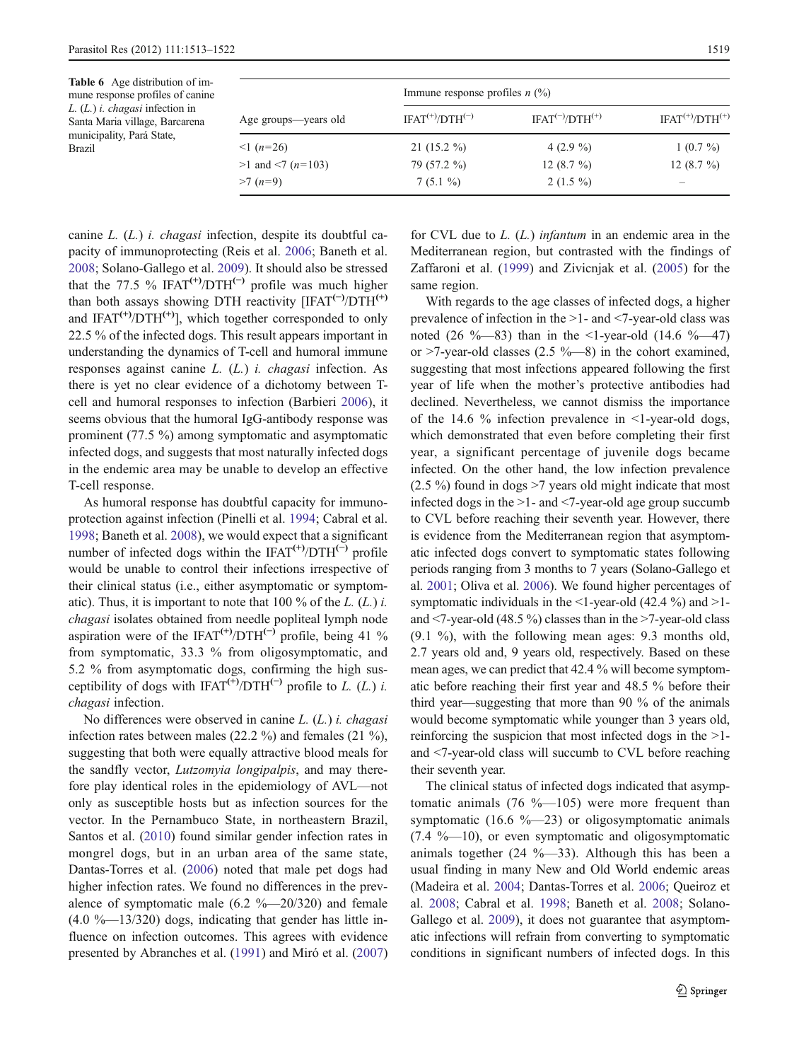**Table 6** Age distribution of immune response profiles of canine *L.* (*L.*) *i. chagasi* infection in Santa Maria village, Barcarena municipality, Pará State, Brazil

| Age groups—years old | Immune response profiles *n* (%) | | |
|---|---|---|---|
| | IFAT$^{(+)}$/DTH$^{(-)}$ | IFAT$^{(-)}$/DTH$^{(+)}$ | IFAT$^{(+)}$/DTH$^{(+)}$ |
| <1 (*n*=26) | 21 (15.2 %) | 4 (2.9 %) | 1 (0.7 %) |
| >1 and <7 (*n*=103) | 79 (57.2 %) | 12 (8.7 %) | 12 (8.7 %) |
| >7 (*n*=9) | 7 (5.1 %) | 2 (1.5 %) | – |

canine *L.* (*L.*) *i. chagasi* infection, despite its doubtful capacity of immunoprotecting (Reis et al. 2006; Baneth et al. 2008; Solano-Gallego et al. 2009). It should also be stressed that the 77.5 % IFAT$^{(+)}$/DTH$^{(-)}$ profile was much higher than both assays showing DTH reactivity [IFAT$^{(-)}$/DTH$^{(+)}$ and IFAT$^{(+)}$/DTH$^{(+)}$], which together corresponded to only 22.5 % of the infected dogs. This result appears important in understanding the dynamics of T-cell and humoral immune responses against canine *L.* (*L.*) *i. chagasi* infection. As there is yet no clear evidence of a dichotomy between T-cell and humoral responses to infection (Barbieri 2006), it seems obvious that the humoral IgG-antibody response was prominent (77.5 %) among symptomatic and asymptomatic infected dogs, and suggests that most naturally infected dogs in the endemic area may be unable to develop an effective T-cell response.

As humoral response has doubtful capacity for immunoprotection against infection (Pinelli et al. 1994; Cabral et al. 1998; Baneth et al. 2008), we would expect that a significant number of infected dogs within the IFAT$^{(+)}$/DTH$^{(-)}$ profile would be unable to control their infections irrespective of their clinical status (i.e., either asymptomatic or symptomatic). Thus, it is important to note that 100 % of the *L.* (*L.*) *i. chagasi* isolates obtained from needle popliteal lymph node aspiration were of the IFAT$^{(+)}$/DTH$^{(-)}$ profile, being 41 % from symptomatic, 33.3 % from oligosymptomatic, and 5.2 % from asymptomatic dogs, confirming the high susceptibility of dogs with IFAT$^{(+)}$/DTH$^{(-)}$ profile to *L.* (*L.*) *i. chagasi* infection.

No differences were observed in canine *L.* (*L.*) *i. chagasi* infection rates between males (22.2 %) and females (21 %), suggesting that both were equally attractive blood meals for the sandfly vector, *Lutzomyia longipalpis*, and may therefore play identical roles in the epidemiology of AVL—not only as susceptible hosts but as infection sources for the vector. In the Pernambuco State, in northeastern Brazil, Santos et al. (2010) found similar gender infection rates in mongrel dogs, but in an urban area of the same state, Dantas-Torres et al. (2006) noted that male pet dogs had higher infection rates. We found no differences in the prevalence of symptomatic male (6.2 %—20/320) and female (4.0 %—13/320) dogs, indicating that gender has little influence on infection outcomes. This agrees with evidence presented by Abranches et al. (1991) and Miró et al. (2007) for CVL due to *L.* (*L.*) *infantum* in an endemic area in the Mediterranean region, but contrasted with the findings of Zaffaroni et al. (1999) and Zivicnjak et al. (2005) for the same region.

With regards to the age classes of infected dogs, a higher prevalence of infection in the >1- and <7-year-old class was noted (26 %—83) than in the <1-year-old (14.6 %—47) or >7-year-old classes (2.5 %—8) in the cohort examined, suggesting that most infections appeared following the first year of life when the mother's protective antibodies had declined. Nevertheless, we cannot dismiss the importance of the 14.6 % infection prevalence in <1-year-old dogs, which demonstrated that even before completing their first year, a significant percentage of juvenile dogs became infected. On the other hand, the low infection prevalence (2.5 %) found in dogs >7 years old might indicate that most infected dogs in the >1- and <7-year-old age group succumb to CVL before reaching their seventh year. However, there is evidence from the Mediterranean region that asymptomatic infected dogs convert to symptomatic states following periods ranging from 3 months to 7 years (Solano-Gallego et al. 2001; Oliva et al. 2006). We found higher percentages of symptomatic individuals in the <1-year-old (42.4 %) and >1- and <7-year-old (48.5 %) classes than in the >7-year-old class (9.1 %), with the following mean ages: 9.3 months old, 2.7 years old and, 9 years old, respectively. Based on these mean ages, we can predict that 42.4 % will become symptomatic before reaching their first year and 48.5 % before their third year—suggesting that more than 90 % of the animals would become symptomatic while younger than 3 years old, reinforcing the suspicion that most infected dogs in the >1- and <7-year-old class will succumb to CVL before reaching their seventh year.

The clinical status of infected dogs indicated that asymptomatic animals (76 %—105) were more frequent than symptomatic (16.6 %—23) or oligosymptomatic animals (7.4 %—10), or even symptomatic and oligosymptomatic animals together (24 %—33). Although this has been a usual finding in many New and Old World endemic areas (Madeira et al. 2004; Dantas-Torres et al. 2006; Queiroz et al. 2008; Cabral et al. 1998; Baneth et al. 2008; Solano-Gallego et al. 2009), it does not guarantee that asymptomatic infections will refrain from converting to symptomatic conditions in significant numbers of infected dogs. In this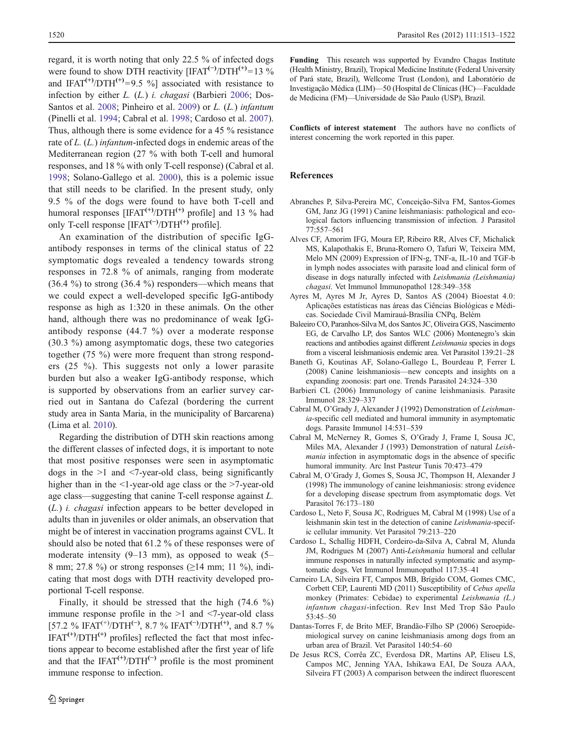regard, it is worth noting that only 22.5 % of infected dogs were found to show DTH reactivity [IFAT$^{(-)}$/DTH$^{(+)}$=13 % and IFAT$^{(+)}$/DTH$^{(+)}$=9.5 %] associated with resistance to infection by either *L.* (*L.*) *i. chagasi* (Barbieri 2006; Dos-Santos et al. 2008; Pinheiro et al. 2009) or *L.* (*L.*) *infantum* (Pinelli et al. 1994; Cabral et al. 1998; Cardoso et al. 2007). Thus, although there is some evidence for a 45 % resistance rate of *L.* (*L.*) *infantum*-infected dogs in endemic areas of the Mediterranean region (27 % with both T-cell and humoral responses, and 18 % with only T-cell response) (Cabral et al. 1998; Solano-Gallego et al. 2000), this is a polemic issue that still needs to be clarified. In the present study, only 9.5 % of the dogs were found to have both T-cell and humoral responses [IFAT$^{(+)}$/DTH$^{(+)}$ profile] and 13 % had only T-cell response [IFAT$^{(-)}$/DTH$^{(+)}$ profile].

An examination of the distribution of specific IgG-antibody responses in terms of the clinical status of 22 symptomatic dogs revealed a tendency towards strong responses in 72.8 % of animals, ranging from moderate (36.4 %) to strong (36.4 %) responders—which means that we could expect a well-developed specific IgG-antibody response as high as 1:320 in these animals. On the other hand, although there was no predominance of weak IgG-antibody response (44.7 %) over a moderate response (30.3 %) among asymptomatic dogs, these two categories together (75 %) were more frequent than strong responders (25 %). This suggests not only a lower parasite burden but also a weaker IgG-antibody response, which is supported by observations from an earlier survey carried out in Santana do Cafezal (bordering the current study area in Santa Maria, in the municipality of Barcarena) (Lima et al. 2010).

Regarding the distribution of DTH skin reactions among the different classes of infected dogs, it is important to note that most positive responses were seen in asymptomatic dogs in the >1 and <7-year-old class, being significantly higher than in the <1-year-old age class or the >7-year-old age class—suggesting that canine T-cell response against *L.* (*L.*) *i. chagasi* infection appears to be better developed in adults than in juveniles or older animals, an observation that might be of interest in vaccination programs against CVL. It should also be noted that 61.2 % of these responses were of moderate intensity (9–13 mm), as opposed to weak (5–8 mm; 27.8 %) or strong responses (≥14 mm; 11 %), indicating that most dogs with DTH reactivity developed proportional T-cell response.

Finally, it should be stressed that the high (74.6 %) immune response profile in the >1 and <7-year-old class [57.2 % IFAT$^{(+)}$/DTH$^{(-)}$, 8.7 % IFAT$^{(-)}$/DTH$^{(+)}$, and 8.7 % IFAT$^{(+)}$/DTH$^{(+)}$ profiles] reflected the fact that most infections appear to become established after the first year of life and that the IFAT$^{(+)}$/DTH$^{(-)}$ profile is the most prominent immune response to infection.

**Funding** This research was supported by Evandro Chagas Institute (Health Ministry, Brazil), Tropical Medicine Institute (Federal University of Pará state, Brazil), Wellcome Trust (London), and Laboratório de Investigação Médica (LIM)—50 (Hospital de Clínicas (HC)—Faculdade de Medicina (FM)—Universidade de São Paulo (USP), Brazil.

**Conflicts of interest statement** The authors have no conflicts of interest concerning the work reported in this paper.

## References

Abranches P, Silva-Pereira MC, Conceição-Silva FM, Santos-Gomes GM, Janz JG (1991) Canine leishmaniasis: pathological and ecological factors influencing transmission of infection. J Parasitol 77:557–561

Alves CF, Amorim IFG, Moura EP, Ribeiro RR, Alves CF, Michalick MS, Kalapothakis E, Bruna-Romero O, Tafuri W, Teixeira MM, Melo MN (2009) Expression of IFN-g, TNF-a, IL-10 and TGF-b in lymph nodes associates with parasite load and clinical form of disease in dogs naturally infected with *Leishmania (Leishmania) chagasi*. Vet Immunol Immunopathol 128:349–358

Ayres M, Ayres M Jr, Ayres D, Santos AS (2004) Bioestat 4.0: Aplicações estatísticas nas áreas das Ciências Biológicas e Médicas. Sociedade Civil Mamirauá-Brasília CNPq, Belém

Baleeiro CO, Paranhos-Silva M, dos Santos JC, Oliveira GGS, Nascimento EG, de Carvalho LP, dos Santos WLC (2006) Montenegro's skin reactions and antibodies against different *Leishmania* species in dogs from a visceral leishmaniosis endemic area. Vet Parasitol 139:21–28

Baneth G, Koutinas AF, Solano-Gallego L, Bourdeau P, Ferrer L (2008) Canine leishmaniosis—new concepts and insights on a expanding zoonosis: part one. Trends Parasitol 24:324–330

Barbieri CL (2006) Immunology of canine leishmaniasis. Parasite Immunol 28:329–337

Cabral M, O'Grady J, Alexander J (1992) Demonstration of *Leishmania*-specific cell mediated and humoral immunity in asymptomatic dogs. Parasite Immunol 14:531–539

Cabral M, McNerney R, Gomes S, O'Grady J, Frame I, Sousa JC, Miles MA, Alexander J (1993) Demonstration of natural *Leishmania* infection in asymptomatic dogs in the absence of specific humoral immunity. Arc Inst Pasteur Tunis 70:473–479

Cabral M, O'Grady J, Gomes S, Sousa JC, Thompson H, Alexander J (1998) The immunology of canine leishmaniosis: strong evidence for a developing disease spectrum from asymptomatic dogs. Vet Parasitol 76:173–180

Cardoso L, Neto F, Sousa JC, Rodrigues M, Cabral M (1998) Use of a leishmanin skin test in the detection of canine *Leishmania*-specific cellular immunity. Vet Parasitol 79:213–220

Cardoso L, Schallig HDFH, Cordeiro-da-Silva A, Cabral M, Alunda JM, Rodrigues M (2007) Anti-*Leishmania* humoral and cellular immune responses in naturally infected symptomatic and asymptomatic dogs. Vet Immunol Immunopathol 117:35–41

Carneiro LA, Silveira FT, Campos MB, Brígido COM, Gomes CMC, Corbett CEP, Laurenti MD (2011) Susceptibility of *Cebus apella* monkey (Primates: Cebidae) to experimental *Leishmania (L.) infantum chagasi*-infection. Rev Inst Med Trop São Paulo 53:45–50

Dantas-Torres F, de Brito MEF, Brandão-Filho SP (2006) Seroepidemiological survey on canine leishmaniasis among dogs from an urban area of Brazil. Vet Parasitol 140:54–60

De Jesus RCS, Corrêa ZC, Everdosa DR, Martins AP, Eliseu LS, Campos MC, Jenning YAA, Ishikawa EAI, De Souza AAA, Silveira FT (2003) A comparison between the indirect fluorescent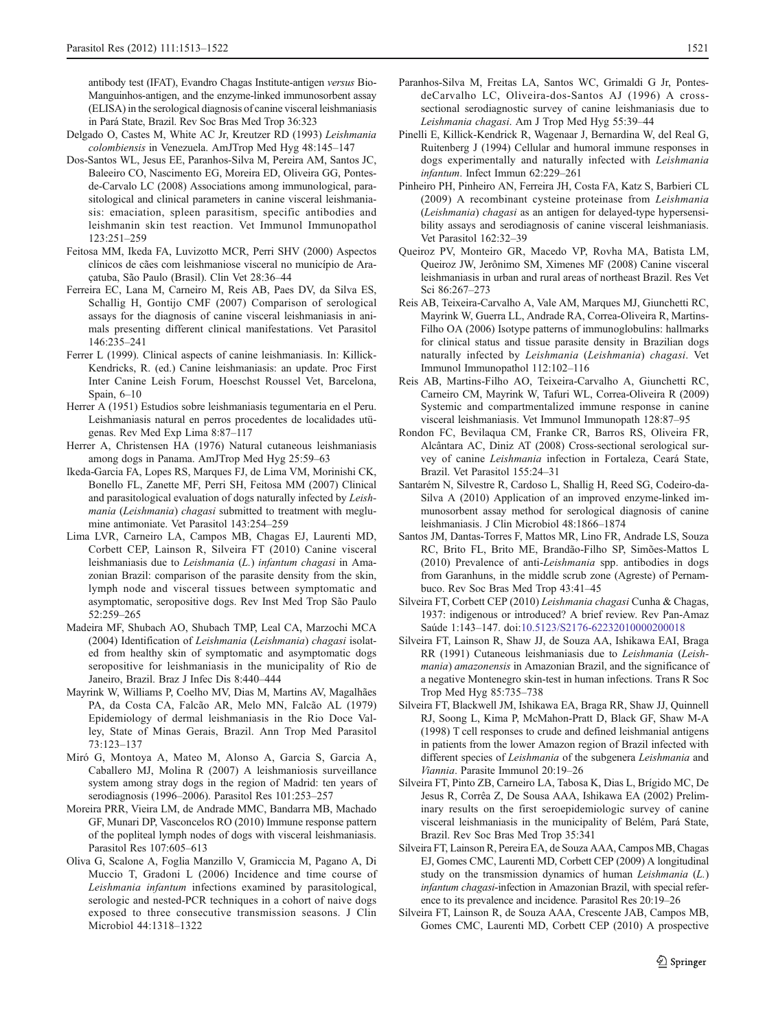antibody test (IFAT), Evandro Chagas Institute-antigen *versus* Bio-Manguinhos-antigen, and the enzyme-linked immunosorbent assay (ELISA) in the serological diagnosis of canine visceral leishmaniasis in Pará State, Brazil. Rev Soc Bras Med Trop 36:323

Delgado O, Castes M, White AC Jr, Kreutzer RD (1993) *Leishmania colombiensis* in Venezuela. AmJTrop Med Hyg 48:145–147

Dos-Santos WL, Jesus EE, Paranhos-Silva M, Pereira AM, Santos JC, Baleeiro CO, Nascimento EG, Moreira ED, Oliveira GG, Pontes-de-Carvalo LC (2008) Associations among immunological, parasitological and clinical parameters in canine visceral leishmaniasis: emaciation, spleen parasitism, specific antibodies and leishmanin skin test reaction. Vet Immunol Immunopathol 123:251–259

Feitosa MM, Ikeda FA, Luvizotto MCR, Perri SHV (2000) Aspectos clínicos de cães com leishmaniose visceral no município de Araçatuba, São Paulo (Brasil). Clin Vet 28:36–44

Ferreira EC, Lana M, Carneiro M, Reis AB, Paes DV, da Silva ES, Schallig H, Gontijo CMF (2007) Comparison of serological assays for the diagnosis of canine visceral leishmaniasis in animals presenting different clinical manifestations. Vet Parasitol 146:235–241

Ferrer L (1999). Clinical aspects of canine leishmaniasis. In: Killick-Kendricks, R. (ed.) Canine leishmaniasis: an update. Proc First Inter Canine Leish Forum, Hoeschst Roussel Vet, Barcelona, Spain, 6–10

Herrer A (1951) Estudios sobre leishmaniasis tegumentaria en el Peru. Leishmaniasis natural en perros procedentes de localidades utügenas. Rev Med Exp Lima 8:87–117

Herrer A, Christensen HA (1976) Natural cutaneous leishmaniasis among dogs in Panama. AmJTrop Med Hyg 25:59–63

Ikeda-Garcia FA, Lopes RS, Marques FJ, de Lima VM, Morinishi CK, Bonello FL, Zanette MF, Perri SH, Feitosa MM (2007) Clinical and parasitological evaluation of dogs naturally infected by *Leishmania* (*Leishmania*) *chagasi* submitted to treatment with meglumine antimoniate. Vet Parasitol 143:254–259

Lima LVR, Carneiro LA, Campos MB, Chagas EJ, Laurenti MD, Corbett CEP, Lainson R, Silveira FT (2010) Canine visceral leishmaniasis due to *Leishmania* (*L.*) *infantum chagasi* in Amazonian Brazil: comparison of the parasite density from the skin, lymph node and visceral tissues between symptomatic and asymptomatic, seropositive dogs. Rev Inst Med Trop São Paulo 52:259–265

Madeira MF, Shubach AO, Shubach TMP, Leal CA, Marzochi MCA (2004) Identification of *Leishmania* (*Leishmania*) *chagasi* isolated from healthy skin of symptomatic and asymptomatic dogs seropositive for leishmaniasis in the municipality of Rio de Janeiro, Brazil. Braz J Infec Dis 8:440–444

Mayrink W, Williams P, Coelho MV, Dias M, Martins AV, Magalhães PA, da Costa CA, Falcão AR, Melo MN, Falcão AL (1979) Epidemiology of dermal leishmaniasis in the Rio Doce Valley, State of Minas Gerais, Brazil. Ann Trop Med Parasitol 73:123–137

Miró G, Montoya A, Mateo M, Alonso A, Garcia S, Garcia A, Caballero MJ, Molina R (2007) A leishmaniosis surveillance system among stray dogs in the region of Madrid: ten years of serodiagnosis (1996–2006). Parasitol Res 101:253–257

Moreira PRR, Vieira LM, de Andrade MMC, Bandarra MB, Machado GF, Munari DP, Vasconcelos RO (2010) Immune response pattern of the popliteal lymph nodes of dogs with visceral leishmaniasis. Parasitol Res 107:605–613

Oliva G, Scalone A, Foglia Manzillo V, Gramiccia M, Pagano A, Di Muccio T, Gradoni L (2006) Incidence and time course of *Leishmania infantum* infections examined by parasitological, serologic and nested-PCR techniques in a cohort of naive dogs exposed to three consecutive transmission seasons. J Clin Microbiol 44:1318–1322

Paranhos-Silva M, Freitas LA, Santos WC, Grimaldi G Jr, Pontes-deCarvalho LC, Oliveira-dos-Santos AJ (1996) A cross-sectional serodiagnostic survey of canine leishmaniasis due to *Leishmania chagasi*. Am J Trop Med Hyg 55:39–44

Pinelli E, Killick-Kendrick R, Wagenaar J, Bernardina W, del Real G, Ruitenberg J (1994) Cellular and humoral immune responses in dogs experimentally and naturally infected with *Leishmania infantum*. Infect Immun 62:229–261

Pinheiro PH, Pinheiro AN, Ferreira JH, Costa FA, Katz S, Barbieri CL (2009) A recombinant cysteine proteinase from *Leishmania* (*Leishmania*) *chagasi* as an antigen for delayed-type hypersensibility assays and serodiagnosis of canine visceral leishmaniasis. Vet Parasitol 162:32–39

Queiroz PV, Monteiro GR, Macedo VP, Rovha MA, Batista LM, Queiroz JW, Jerônimo SM, Ximenes MF (2008) Canine visceral leishmaniasis in urban and rural areas of northeast Brazil. Res Vet Sci 86:267–273

Reis AB, Teixeira-Carvalho A, Vale AM, Marques MJ, Giunchetti RC, Mayrink W, Guerra LL, Andrade RA, Correa-Oliveira R, Martins-Filho OA (2006) Isotype patterns of immunoglobulins: hallmarks for clinical status and tissue parasite density in Brazilian dogs naturally infected by *Leishmania* (*Leishmania*) *chagasi*. Vet Immunol Immunopathol 112:102–116

Reis AB, Martins-Filho AO, Teixeira-Carvalho A, Giunchetti RC, Carneiro CM, Mayrink W, Tafuri WL, Correa-Oliveira R (2009) Systemic and compartmentalized immune response in canine visceral leishmaniasis. Vet Immunol Immunopath 128:87–95

Rondon FC, Bevilaqua CM, Franke CR, Barros RS, Oliveira FR, Alcântara AC, Diniz AT (2008) Cross-sectional serological survey of canine *Leishmania* infection in Fortaleza, Ceará State, Brazil. Vet Parasitol 155:24–31

Santarém N, Silvestre R, Cardoso L, Shallig H, Reed SG, Codeiro-da-Silva A (2010) Application of an improved enzyme-linked immunosorbent assay method for serological diagnosis of canine leishmaniasis. J Clin Microbiol 48:1866–1874

Santos JM, Dantas-Torres F, Mattos MR, Lino FR, Andrade LS, Souza RC, Brito FL, Brito ME, Brandão-Filho SP, Simões-Mattos L (2010) Prevalence of anti-*Leishmania* spp. antibodies in dogs from Garanhuns, in the middle scrub zone (Agreste) of Pernambuco. Rev Soc Bras Med Trop 43:41–45

Silveira FT, Corbett CEP (2010) *Leishmania chagasi* Cunha & Chagas, 1937: indigenous or introduced? A brief review. Rev Pan-Amaz Saúde 1:143–147. doi:10.5123/S2176-62232010000200018

Silveira FT, Lainson R, Shaw JJ, de Souza AA, Ishikawa EAI, Braga RR (1991) Cutaneous leishmaniasis due to *Leishmania* (*Leishmania*) *amazonensis* in Amazonian Brazil, and the significance of a negative Montenegro skin-test in human infections. Trans R Soc Trop Med Hyg 85:735–738

Silveira FT, Blackwell JM, Ishikawa EA, Braga RR, Shaw JJ, Quinnell RJ, Soong L, Kima P, McMahon-Pratt D, Black GF, Shaw M-A (1998) T cell responses to crude and defined leishmanial antigens in patients from the lower Amazon region of Brazil infected with different species of *Leishmania* of the subgenera *Leishmania* and *Viannia*. Parasite Immunol 20:19–26

Silveira FT, Pinto ZB, Carneiro LA, Tabosa K, Dias L, Brígido MC, De Jesus R, Corrêa Z, De Sousa AAA, Ishikawa EA (2002) Preliminary results on the first seroepidemiologic survey of canine visceral leishmaniasis in the municipality of Belém, Pará State, Brazil. Rev Soc Bras Med Trop 35:341

Silveira FT, Lainson R, Pereira EA, de Souza AAA, Campos MB, Chagas EJ, Gomes CMC, Laurenti MD, Corbett CEP (2009) A longitudinal study on the transmission dynamics of human *Leishmania* (*L.*) *infantum chagasi*-infection in Amazonian Brazil, with special reference to its prevalence and incidence. Parasitol Res 20:19–26

Silveira FT, Lainson R, de Souza AAA, Crescente JAB, Campos MB, Gomes CMC, Laurenti MD, Corbett CEP (2010) A prospective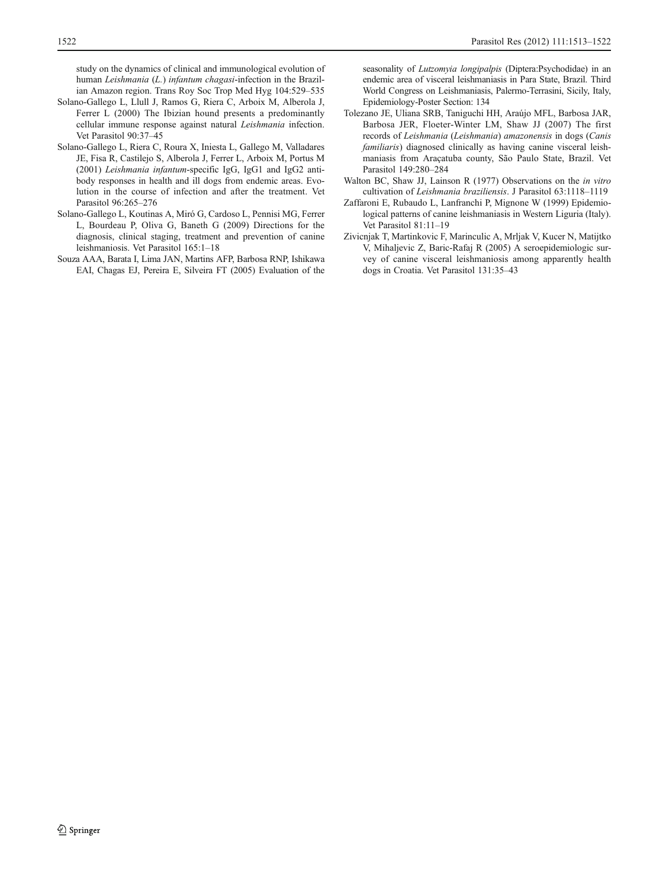study on the dynamics of clinical and immunological evolution of human *Leishmania* (*L.*) *infantum chagasi*-infection in the Brazilian Amazon region. Trans Roy Soc Trop Med Hyg 104:529–535

Solano-Gallego L, Llull J, Ramos G, Riera C, Arboix M, Alberola J, Ferrer L (2000) The Ibizian hound presents a predominantly cellular immune response against natural *Leishmania* infection. Vet Parasitol 90:37–45

Solano-Gallego L, Riera C, Roura X, Iniesta L, Gallego M, Valladares JE, Fisa R, Castilejo S, Alberola J, Ferrer L, Arboix M, Portus M (2001) *Leishmania infantum*-specific IgG, IgG1 and IgG2 antibody responses in health and ill dogs from endemic areas. Evolution in the course of infection and after the treatment. Vet Parasitol 96:265–276

Solano-Gallego L, Koutinas A, Miró G, Cardoso L, Pennisi MG, Ferrer L, Bourdeau P, Oliva G, Baneth G (2009) Directions for the diagnosis, clinical staging, treatment and prevention of canine leishmaniosis. Vet Parasitol 165:1–18

Souza AAA, Barata I, Lima JAN, Martins AFP, Barbosa RNP, Ishikawa EAI, Chagas EJ, Pereira E, Silveira FT (2005) Evaluation of the seasonality of *Lutzomyia longipalpis* (Diptera:Psychodidae) in an endemic area of visceral leishmaniasis in Para State, Brazil. Third World Congress on Leishmaniasis, Palermo-Terrasini, Sicily, Italy, Epidemiology-Poster Section: 134

Tolezano JE, Uliana SRB, Taniguchi HH, Araújo MFL, Barbosa JAR, Barbosa JER, Floeter-Winter LM, Shaw JJ (2007) The first records of *Leishmania* (*Leishmania*) *amazonensis* in dogs (*Canis familiaris*) diagnosed clinically as having canine visceral leishmaniasis from Araçatuba county, São Paulo State, Brazil. Vet Parasitol 149:280–284

Walton BC, Shaw JJ, Lainson R (1977) Observations on the *in vitro* cultivation of *Leishmania braziliensis*. J Parasitol 63:1118–1119

Zaffaroni E, Rubaudo L, Lanfranchi P, Mignone W (1999) Epidemiological patterns of canine leishmaniasis in Western Liguria (Italy). Vet Parasitol 81:11–19

Zivicnjak T, Martinkovic F, Marinculic A, Mrljak V, Kucer N, Matijtko V, Mihaljevic Z, Baric-Rafaj R (2005) A seroepidemiologic survey of canine visceral leishmaniosis among apparently health dogs in Croatia. Vet Parasitol 131:35–43